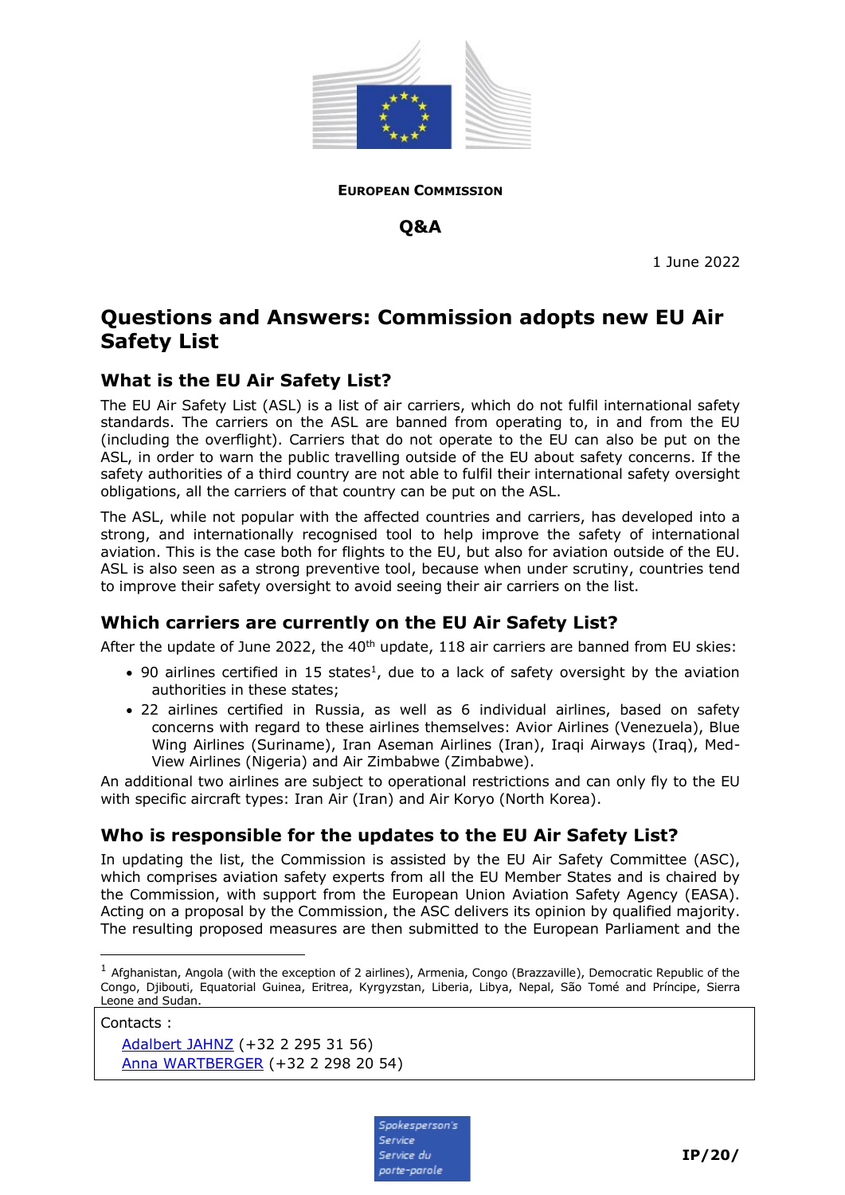**EUROPEAN COMMISSION**

**Q&A**

1 June 2022

# Questions and Answers: Commission adopts new EU Air Safety List

## What is the EU Air Safety List?

The EU Air Safety List (ASL) is a list of air carriers, which do not fulfil international safety standards. The carriers on the ASL are banned from operating to, in and from the EU (including the overflight). Carriers that do not operate to the EU can also be put on the ASL, in order to warn the public travelling outside of the EU about safety concerns. If the safety authorities of a third country are not able to fulfil their international safety oversight obligations, all the carriers of that country can be put on the ASL.

The ASL, while not popular with the affected countries and carriers, has developed into a strong, and internationally recognised tool to help improve the safety of international aviation. This is the case both for flights to the EU, but also for aviation outside of the EU. ASL is also seen as a strong preventive tool, because when under scrutiny, countries tend to improve their safety oversight to avoid seeing their air carriers on the list.

## Which carriers are currently on the EU Air Safety List?

After the update of June 2022, the 40th update, 118 air carriers are banned from EU skies:

- 90 airlines certified in 15 states[1], due to a lack of safety oversight by the aviation authorities in these states;
- 22 airlines certified in Russia, as well as 6 individual airlines, based on safety concerns with regard to these airlines themselves: Avior Airlines (Venezuela), Blue Wing Airlines (Suriname), Iran Aseman Airlines (Iran), Iraqi Airways (Iraq), Med-View Airlines (Nigeria) and Air Zimbabwe (Zimbabwe).

An additional two airlines are subject to operational restrictions and can only fly to the EU with specific aircraft types: Iran Air (Iran) and Air Koryo (North Korea).

## Who is responsible for the updates to the EU Air Safety List?

In updating the list, the Commission is assisted by the EU Air Safety Committee (ASC), which comprises aviation safety experts from all the EU Member States and is chaired by the Commission, with support from the European Union Aviation Safety Agency (EASA). Acting on a proposal by the Commission, the ASC delivers its opinion by qualified majority. The resulting proposed measures are then submitted to the European Parliament and the

[1] Afghanistan, Angola (with the exception of 2 airlines), Armenia, Congo (Brazzaville), Democratic Republic of the Congo, Djibouti, Equatorial Guinea, Eritrea, Kyrgyzstan, Liberia, Libya, Nepal, São Tomé and Príncipe, Sierra Leone and Sudan.

Contacts :

Adalbert JAHNZ (+32 2 295 31 56)
Anna WARTBERGER (+32 2 298 20 54)

IP/20/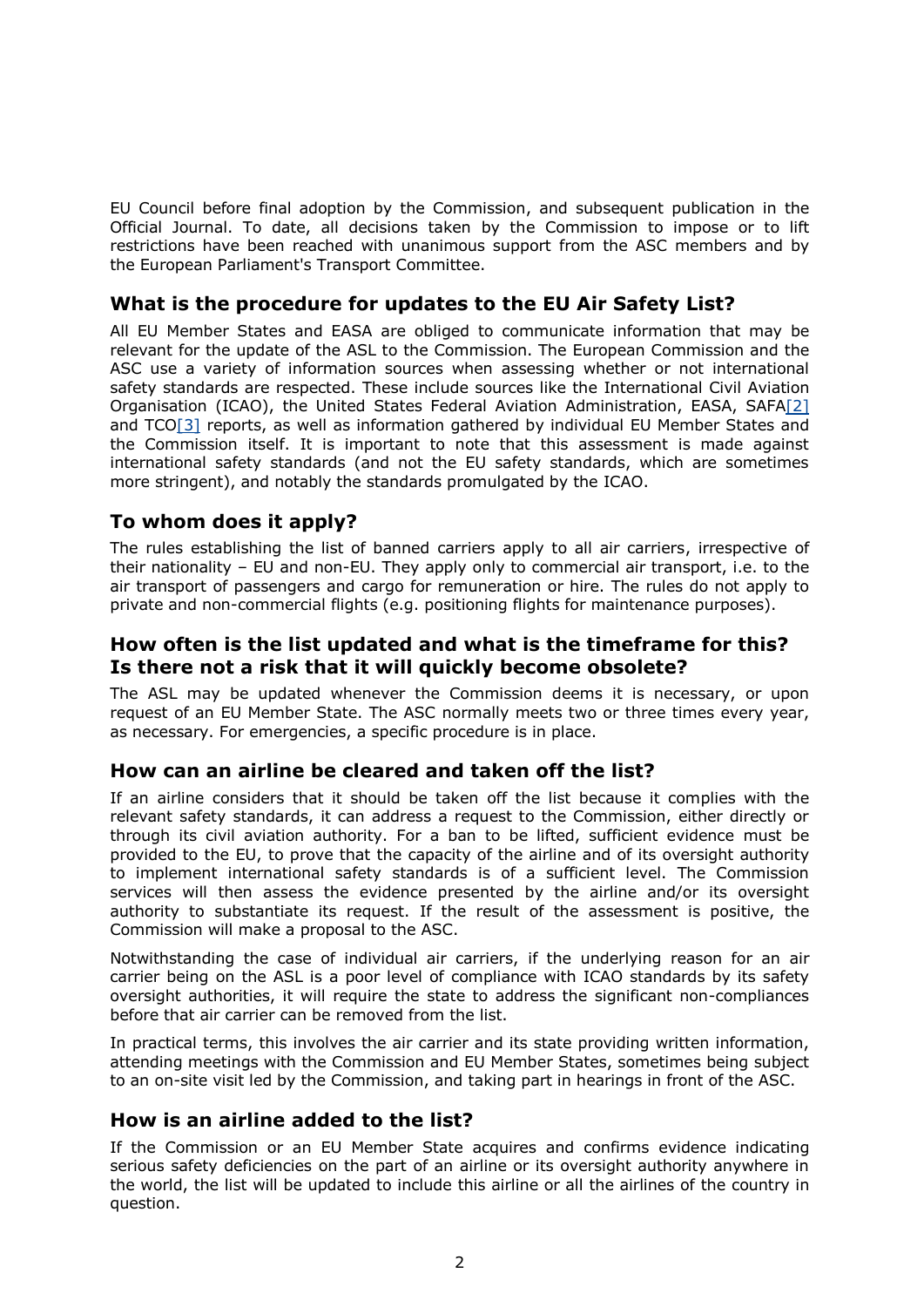EU Council before final adoption by the Commission, and subsequent publication in the Official Journal. To date, all decisions taken by the Commission to impose or to lift restrictions have been reached with unanimous support from the ASC members and by the European Parliament's Transport Committee.

## What is the procedure for updates to the EU Air Safety List?

All EU Member States and EASA are obliged to communicate information that may be relevant for the update of the ASL to the Commission. The European Commission and the ASC use a variety of information sources when assessing whether or not international safety standards are respected. These include sources like the International Civil Aviation Organisation (ICAO), the United States Federal Aviation Administration, EASA, SAFA[2] and TCO[3] reports, as well as information gathered by individual EU Member States and the Commission itself. It is important to note that this assessment is made against international safety standards (and not the EU safety standards, which are sometimes more stringent), and notably the standards promulgated by the ICAO.

## To whom does it apply?

The rules establishing the list of banned carriers apply to all air carriers, irrespective of their nationality – EU and non-EU. They apply only to commercial air transport, i.e. to the air transport of passengers and cargo for remuneration or hire. The rules do not apply to private and non-commercial flights (e.g. positioning flights for maintenance purposes).

## How often is the list updated and what is the timeframe for this? Is there not a risk that it will quickly become obsolete?

The ASL may be updated whenever the Commission deems it is necessary, or upon request of an EU Member State. The ASC normally meets two or three times every year, as necessary. For emergencies, a specific procedure is in place.

## How can an airline be cleared and taken off the list?

If an airline considers that it should be taken off the list because it complies with the relevant safety standards, it can address a request to the Commission, either directly or through its civil aviation authority. For a ban to be lifted, sufficient evidence must be provided to the EU, to prove that the capacity of the airline and of its oversight authority to implement international safety standards is of a sufficient level. The Commission services will then assess the evidence presented by the airline and/or its oversight authority to substantiate its request. If the result of the assessment is positive, the Commission will make a proposal to the ASC.

Notwithstanding the case of individual air carriers, if the underlying reason for an air carrier being on the ASL is a poor level of compliance with ICAO standards by its safety oversight authorities, it will require the state to address the significant non-compliances before that air carrier can be removed from the list.

In practical terms, this involves the air carrier and its state providing written information, attending meetings with the Commission and EU Member States, sometimes being subject to an on-site visit led by the Commission, and taking part in hearings in front of the ASC.

## How is an airline added to the list?

If the Commission or an EU Member State acquires and confirms evidence indicating serious safety deficiencies on the part of an airline or its oversight authority anywhere in the world, the list will be updated to include this airline or all the airlines of the country in question.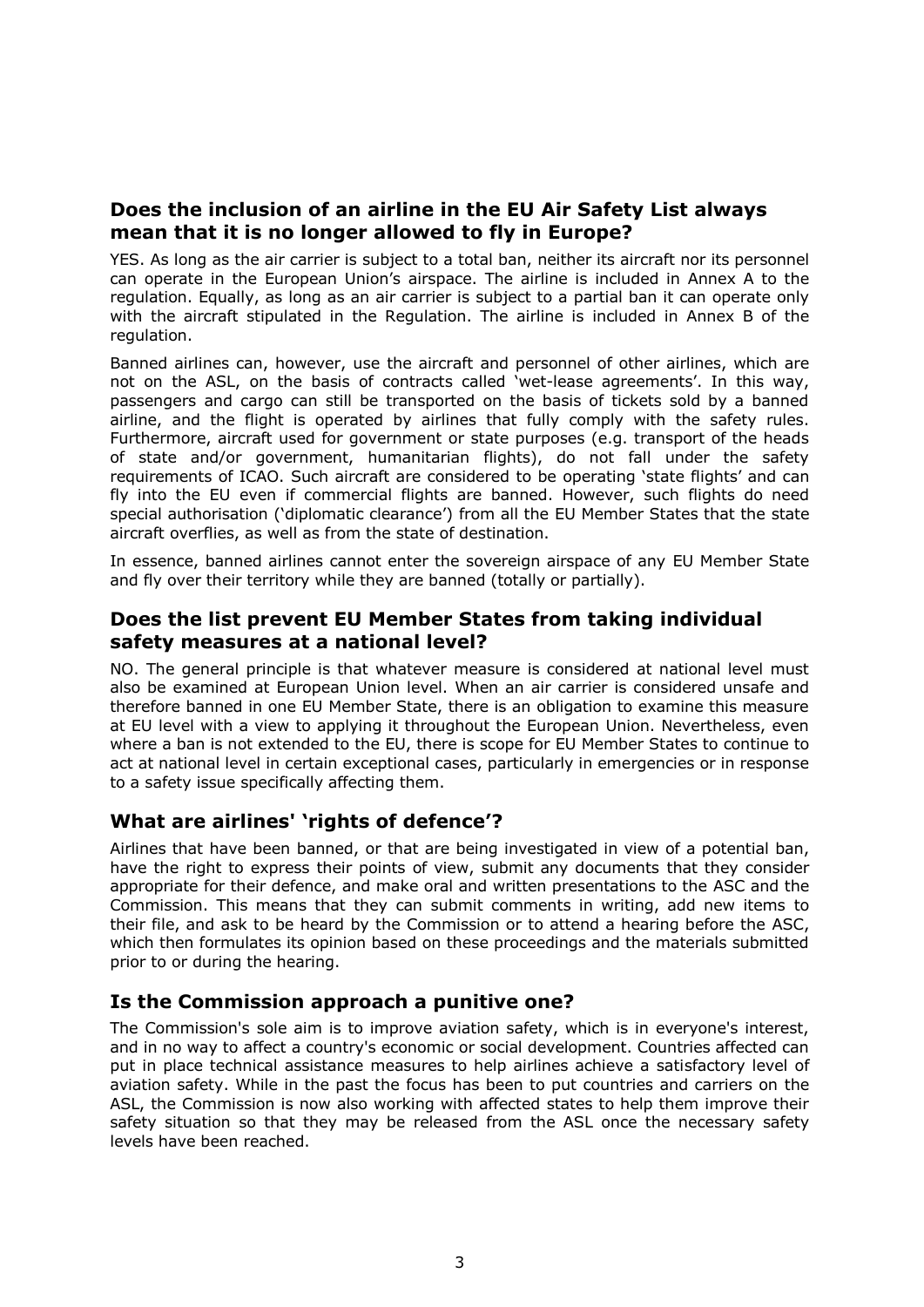## Does the inclusion of an airline in the EU Air Safety List always mean that it is no longer allowed to fly in Europe?

YES. As long as the air carrier is subject to a total ban, neither its aircraft nor its personnel can operate in the European Union's airspace. The airline is included in Annex A to the regulation. Equally, as long as an air carrier is subject to a partial ban it can operate only with the aircraft stipulated in the Regulation. The airline is included in Annex B of the regulation.

Banned airlines can, however, use the aircraft and personnel of other airlines, which are not on the ASL, on the basis of contracts called 'wet-lease agreements'. In this way, passengers and cargo can still be transported on the basis of tickets sold by a banned airline, and the flight is operated by airlines that fully comply with the safety rules. Furthermore, aircraft used for government or state purposes (e.g. transport of the heads of state and/or government, humanitarian flights), do not fall under the safety requirements of ICAO. Such aircraft are considered to be operating 'state flights' and can fly into the EU even if commercial flights are banned. However, such flights do need special authorisation ('diplomatic clearance') from all the EU Member States that the state aircraft overflies, as well as from the state of destination.

In essence, banned airlines cannot enter the sovereign airspace of any EU Member State and fly over their territory while they are banned (totally or partially).

## Does the list prevent EU Member States from taking individual safety measures at a national level?

NO. The general principle is that whatever measure is considered at national level must also be examined at European Union level. When an air carrier is considered unsafe and therefore banned in one EU Member State, there is an obligation to examine this measure at EU level with a view to applying it throughout the European Union. Nevertheless, even where a ban is not extended to the EU, there is scope for EU Member States to continue to act at national level in certain exceptional cases, particularly in emergencies or in response to a safety issue specifically affecting them.

## What are airlines' 'rights of defence'?

Airlines that have been banned, or that are being investigated in view of a potential ban, have the right to express their points of view, submit any documents that they consider appropriate for their defence, and make oral and written presentations to the ASC and the Commission. This means that they can submit comments in writing, add new items to their file, and ask to be heard by the Commission or to attend a hearing before the ASC, which then formulates its opinion based on these proceedings and the materials submitted prior to or during the hearing.

## Is the Commission approach a punitive one?

The Commission's sole aim is to improve aviation safety, which is in everyone's interest, and in no way to affect a country's economic or social development. Countries affected can put in place technical assistance measures to help airlines achieve a satisfactory level of aviation safety. While in the past the focus has been to put countries and carriers on the ASL, the Commission is now also working with affected states to help them improve their safety situation so that they may be released from the ASL once the necessary safety levels have been reached.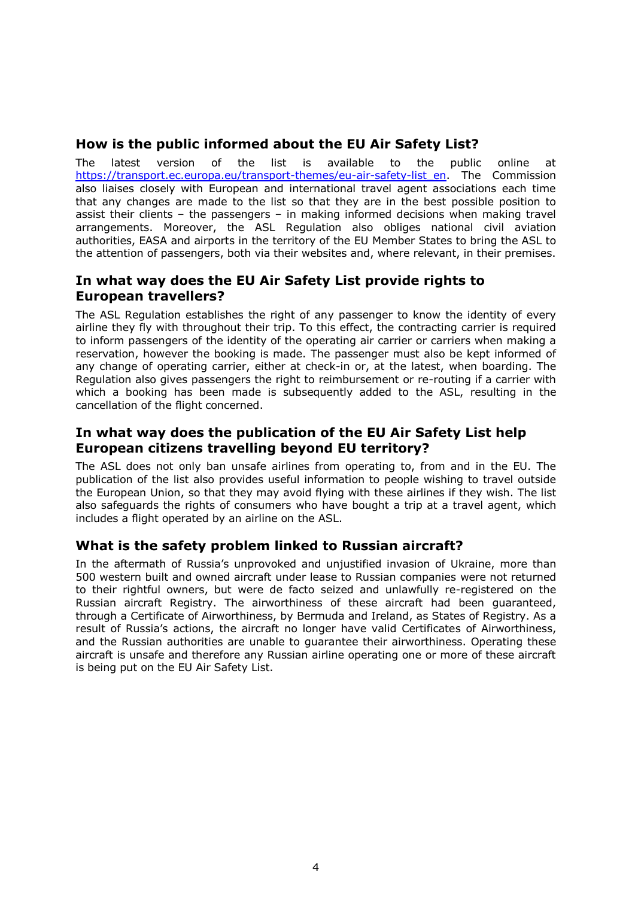## How is the public informed about the EU Air Safety List?

The latest version of the list is available to the public online at [https://transport.ec.europa.eu/transport-themes/eu-air-safety-list_en](https://transport.ec.europa.eu/transport-themes/eu-air-safety-list_en). The Commission also liaises closely with European and international travel agent associations each time that any changes are made to the list so that they are in the best possible position to assist their clients – the passengers – in making informed decisions when making travel arrangements. Moreover, the ASL Regulation also obliges national civil aviation authorities, EASA and airports in the territory of the EU Member States to bring the ASL to the attention of passengers, both via their websites and, where relevant, in their premises.

## In what way does the EU Air Safety List provide rights to European travellers?

The ASL Regulation establishes the right of any passenger to know the identity of every airline they fly with throughout their trip. To this effect, the contracting carrier is required to inform passengers of the identity of the operating air carrier or carriers when making a reservation, however the booking is made. The passenger must also be kept informed of any change of operating carrier, either at check-in or, at the latest, when boarding. The Regulation also gives passengers the right to reimbursement or re-routing if a carrier with which a booking has been made is subsequently added to the ASL, resulting in the cancellation of the flight concerned.

## In what way does the publication of the EU Air Safety List help European citizens travelling beyond EU territory?

The ASL does not only ban unsafe airlines from operating to, from and in the EU. The publication of the list also provides useful information to people wishing to travel outside the European Union, so that they may avoid flying with these airlines if they wish. The list also safeguards the rights of consumers who have bought a trip at a travel agent, which includes a flight operated by an airline on the ASL.

## What is the safety problem linked to Russian aircraft?

In the aftermath of Russia's unprovoked and unjustified invasion of Ukraine, more than 500 western built and owned aircraft under lease to Russian companies were not returned to their rightful owners, but were de facto seized and unlawfully re-registered on the Russian aircraft Registry. The airworthiness of these aircraft had been guaranteed, through a Certificate of Airworthiness, by Bermuda and Ireland, as States of Registry. As a result of Russia's actions, the aircraft no longer have valid Certificates of Airworthiness, and the Russian authorities are unable to guarantee their airworthiness. Operating these aircraft is unsafe and therefore any Russian airline operating one or more of these aircraft is being put on the EU Air Safety List.